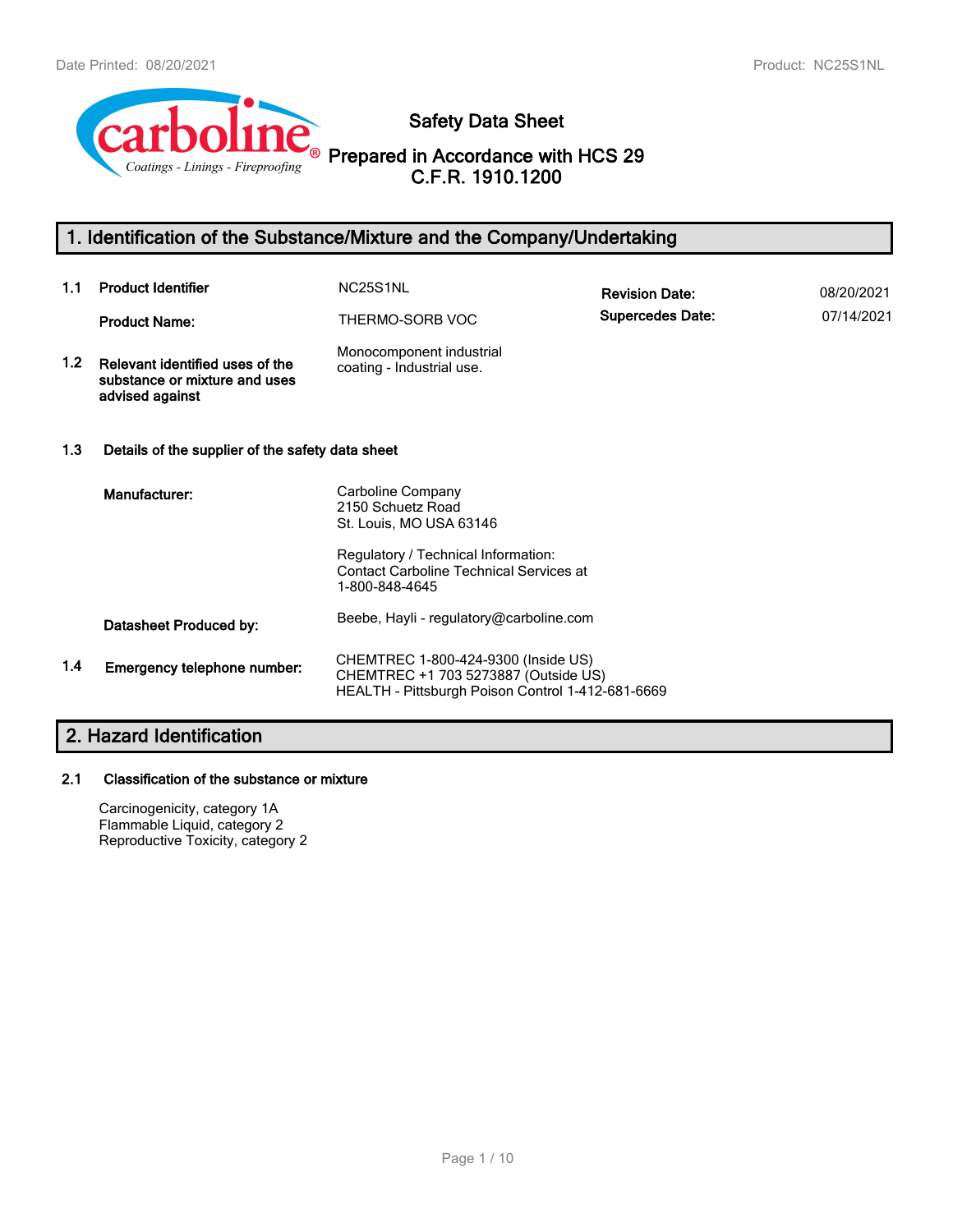# Safety Data Sheet

**Prepared in Accordance with HCS 29 C.F.R. 1910.1200**

## 1. Identification of the Substance/Mixture and the Company/Undertaking

**1.1 Product Identifier** NC25S1NL

**Product Name:** THERMO-SORB VOC

**Revision Date:** 08/20/2021

**Supercedes Date:** 07/14/2021

**1.2 Relevant identified uses of the substance or mixture and uses advised against**

Monocomponent industrial coating - Industrial use.

**1.3 Details of the supplier of the safety data sheet**

**Manufacturer:**

Carboline Company
2150 Schuetz Road
St. Louis, MO USA 63146

Regulatory / Technical Information:
Contact Carboline Technical Services at
1-800-848-4645

**Datasheet Produced by:** Beebe, Hayli - regulatory@carboline.com

**1.4 Emergency telephone number:**

CHEMTREC 1-800-424-9300 (Inside US)
CHEMTREC +1 703 5273887 (Outside US)
HEALTH - Pittsburgh Poison Control 1-412-681-6669

## 2. Hazard Identification

**2.1 Classification of the substance or mixture**

Carcinogenicity, category 1A
Flammable Liquid, category 2
Reproductive Toxicity, category 2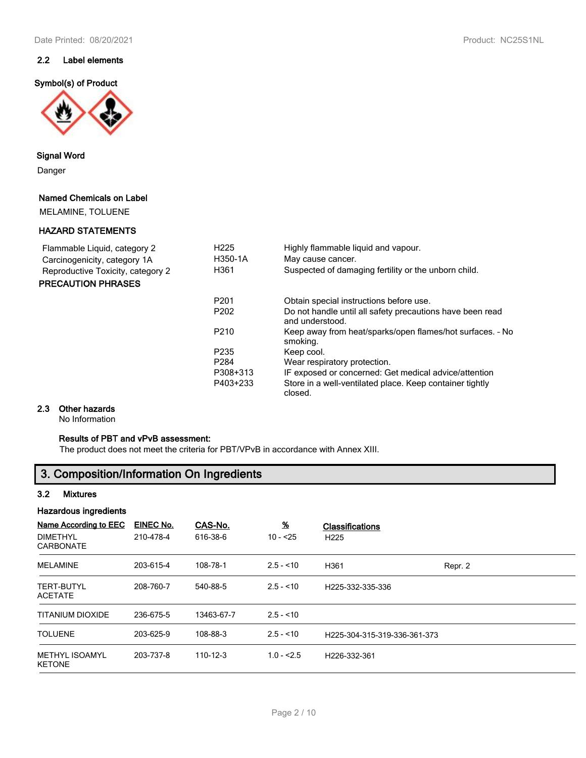### 2.2 Label elements

**Symbol(s) of Product**

**Signal Word**

Danger

**Named Chemicals on Label**

MELAMINE, TOLUENE

**HAZARD STATEMENTS**

| | | |
|---|---|---|
| Flammable Liquid, category 2 | H225 | Highly flammable liquid and vapour. |
| Carcinogenicity, category 1A | H350-1A | May cause cancer. |
| Reproductive Toxicity, category 2 | H361 | Suspected of damaging fertility or the unborn child. |

**PRECAUTION PHRASES**

| | |
|---|---|
| P201 | Obtain special instructions before use. |
| P202 | Do not handle until all safety precautions have been read and understood. |
| P210 | Keep away from heat/sparks/open flames/hot surfaces. - No smoking. |
| P235 | Keep cool. |
| P284 | Wear respiratory protection. |
| P308+313 | IF exposed or concerned: Get medical advice/attention |
| P403+233 | Store in a well-ventilated place. Keep container tightly closed. |

### 2.3 Other hazards

No Information

**Results of PBT and vPvB assessment:**

The product does not meet the criteria for PBT/VPvB in accordance with Annex XIII.

## 3. Composition/Information On Ingredients

### 3.2 Mixtures

**Hazardous ingredients**

| Name According to EEC | EINEC No. | CAS-No. | % | Classifications | |
|---|---|---|---|---|---|
| DIMETHYL CARBONATE | 210-478-4 | 616-38-6 | 10 - <25 | H225 | |
| MELAMINE | 203-615-4 | 108-78-1 | 2.5 - <10 | H361 | Repr. 2 |
| TERT-BUTYL ACETATE | 208-760-7 | 540-88-5 | 2.5 - <10 | H225-332-335-336 | |
| TITANIUM DIOXIDE | 236-675-5 | 13463-67-7 | 2.5 - <10 | | |
| TOLUENE | 203-625-9 | 108-88-3 | 2.5 - <10 | H225-304-315-319-336-361-373 | |
| METHYL ISOAMYL KETONE | 203-737-8 | 110-12-3 | 1.0 - <2.5 | H226-332-361 | |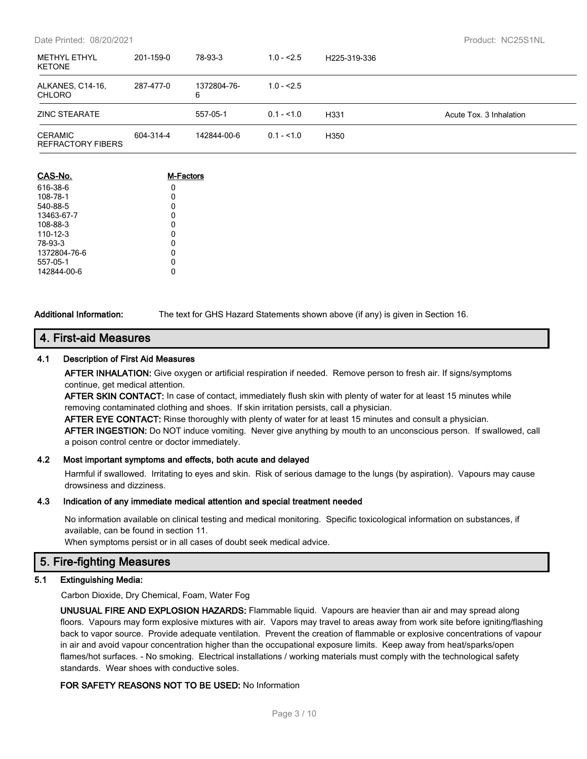| | | | | | |
|---|---|---|---|---|---|
| METHYL ETHYL KETONE | 201-159-0 | 78-93-3 | 1.0 - <2.5 | H225-319-336 | |
| ALKANES, C14-16, CHLORO | 287-477-0 | 1372804-76-6 | 1.0 - <2.5 | | |
| ZINC STEARATE | | 557-05-1 | 0.1 - <1.0 | H331 | Acute Tox. 3 Inhalation |
| CERAMIC REFRACTORY FIBERS | 604-314-4 | 142844-00-6 | 0.1 - <1.0 | H350 | |

| CAS-No. | M-Factors |
|---|---|
| 616-38-6 | 0 |
| 108-78-1 | 0 |
| 540-88-5 | 0 |
| 13463-67-7 | 0 |
| 108-88-3 | 0 |
| 110-12-3 | 0 |
| 78-93-3 | 0 |
| 1372804-76-6 | 0 |
| 557-05-1 | 0 |
| 142844-00-6 | 0 |

**Additional Information:** The text for GHS Hazard Statements shown above (if any) is given in Section 16.

## 4. First-aid Measures

### 4.1 Description of First Aid Measures

**AFTER INHALATION:** Give oxygen or artificial respiration if needed. Remove person to fresh air. If signs/symptoms continue, get medical attention.

**AFTER SKIN CONTACT:** In case of contact, immediately flush skin with plenty of water for at least 15 minutes while removing contaminated clothing and shoes. If skin irritation persists, call a physician.

**AFTER EYE CONTACT:** Rinse thoroughly with plenty of water for at least 15 minutes and consult a physician.

**AFTER INGESTION:** Do NOT induce vomiting. Never give anything by mouth to an unconscious person. If swallowed, call a poison control centre or doctor immediately.

### 4.2 Most important symptoms and effects, both acute and delayed

Harmful if swallowed. Irritating to eyes and skin. Risk of serious damage to the lungs (by aspiration). Vapours may cause drowsiness and dizziness.

### 4.3 Indication of any immediate medical attention and special treatment needed

No information available on clinical testing and medical monitoring. Specific toxicological information on substances, if available, can be found in section 11.

When symptoms persist or in all cases of doubt seek medical advice.

## 5. Fire-fighting Measures

### 5.1 Extinguishing Media:

Carbon Dioxide, Dry Chemical, Foam, Water Fog

**UNUSUAL FIRE AND EXPLOSION HAZARDS:** Flammable liquid. Vapours are heavier than air and may spread along floors. Vapours may form explosive mixtures with air. Vapors may travel to areas away from work site before igniting/flashing back to vapor source. Provide adequate ventilation. Prevent the creation of flammable or explosive concentrations of vapour in air and avoid vapour concentration higher than the occupational exposure limits. Keep away from heat/sparks/open flames/hot surfaces. - No smoking. Electrical installations / working materials must comply with the technological safety standards. Wear shoes with conductive soles.

**FOR SAFETY REASONS NOT TO BE USED:** No Information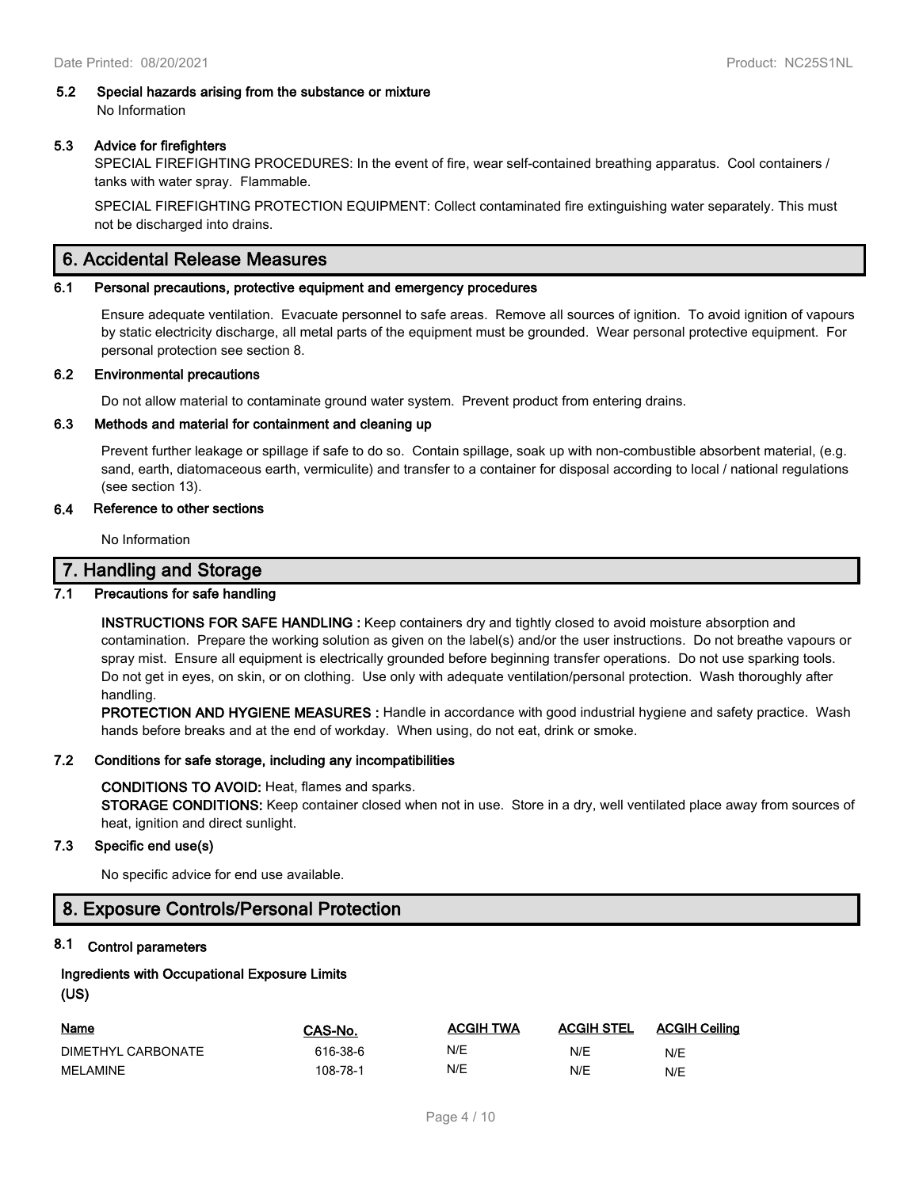### 5.2 Special hazards arising from the substance or mixture

No Information

### 5.3 Advice for firefighters

SPECIAL FIREFIGHTING PROCEDURES: In the event of fire, wear self-contained breathing apparatus. Cool containers / tanks with water spray. Flammable.

SPECIAL FIREFIGHTING PROTECTION EQUIPMENT: Collect contaminated fire extinguishing water separately. This must not be discharged into drains.

## 6. Accidental Release Measures

### 6.1 Personal precautions, protective equipment and emergency procedures

Ensure adequate ventilation. Evacuate personnel to safe areas. Remove all sources of ignition. To avoid ignition of vapours by static electricity discharge, all metal parts of the equipment must be grounded. Wear personal protective equipment. For personal protection see section 8.

### 6.2 Environmental precautions

Do not allow material to contaminate ground water system. Prevent product from entering drains.

### 6.3 Methods and material for containment and cleaning up

Prevent further leakage or spillage if safe to do so. Contain spillage, soak up with non-combustible absorbent material, (e.g. sand, earth, diatomaceous earth, vermiculite) and transfer to a container for disposal according to local / national regulations (see section 13).

### 6.4 Reference to other sections

No Information

## 7. Handling and Storage

### 7.1 Precautions for safe handling

**INSTRUCTIONS FOR SAFE HANDLING :** Keep containers dry and tightly closed to avoid moisture absorption and contamination. Prepare the working solution as given on the label(s) and/or the user instructions. Do not breathe vapours or spray mist. Ensure all equipment is electrically grounded before beginning transfer operations. Do not use sparking tools. Do not get in eyes, on skin, or on clothing. Use only with adequate ventilation/personal protection. Wash thoroughly after handling.

**PROTECTION AND HYGIENE MEASURES :** Handle in accordance with good industrial hygiene and safety practice. Wash hands before breaks and at the end of workday. When using, do not eat, drink or smoke.

### 7.2 Conditions for safe storage, including any incompatibilities

**CONDITIONS TO AVOID:** Heat, flames and sparks.

**STORAGE CONDITIONS:** Keep container closed when not in use. Store in a dry, well ventilated place away from sources of heat, ignition and direct sunlight.

### 7.3 Specific end use(s)

No specific advice for end use available.

## 8. Exposure Controls/Personal Protection

### 8.1 Control parameters

**Ingredients with Occupational Exposure Limits (US)**

| Name | CAS-No. | ACGIH TWA | ACGIH STEL | ACGIH Ceiling |
|---|---|---|---|---|
| DIMETHYL CARBONATE | 616-38-6 | N/E | N/E | N/E |
| MELAMINE | 108-78-1 | N/E | N/E | N/E |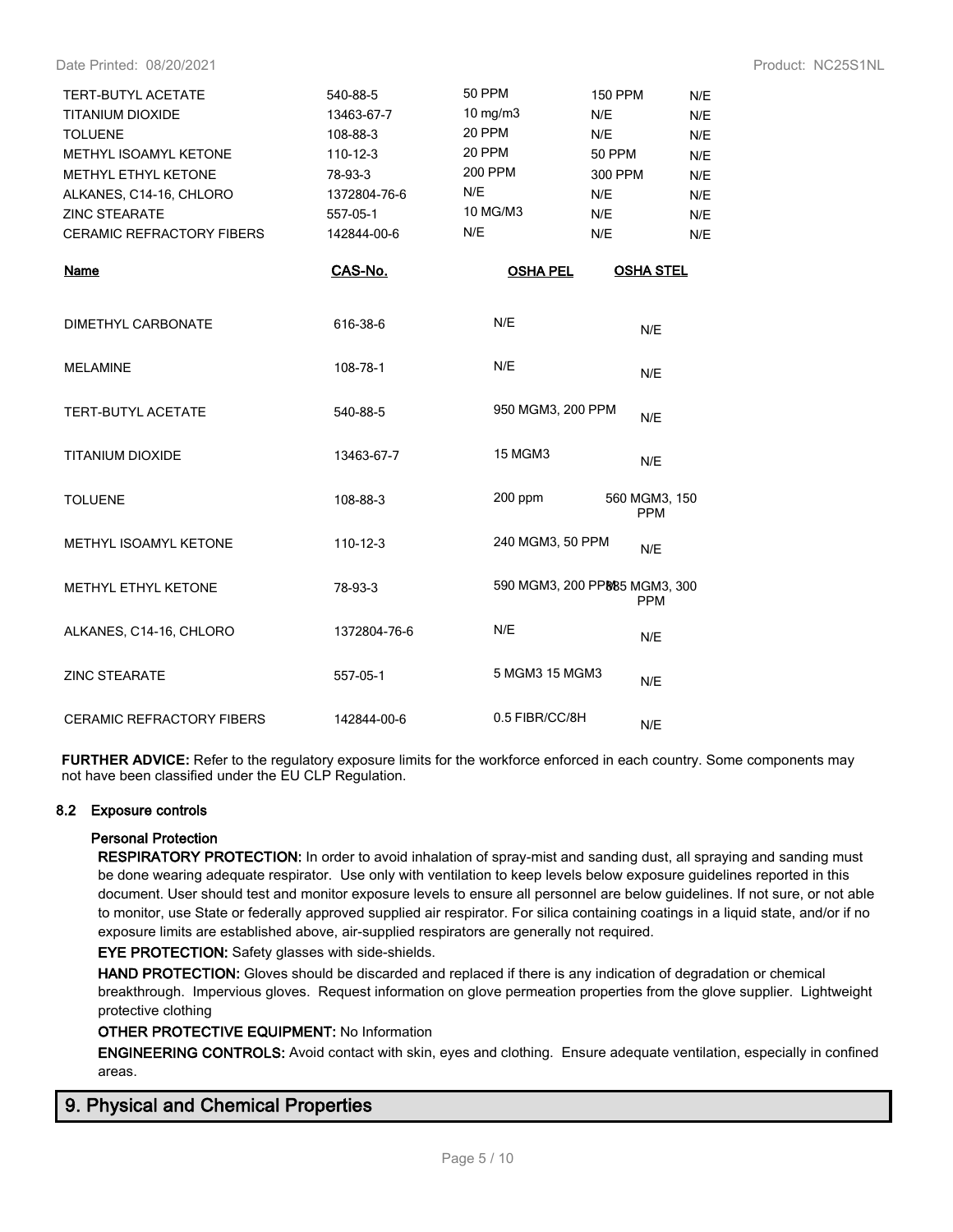| | | | | |
|---|---|---|---|---|
| TERT-BUTYL ACETATE | 540-88-5 | 50 PPM | 150 PPM | N/E |
| TITANIUM DIOXIDE | 13463-67-7 | 10 mg/m3 | N/E | N/E |
| TOLUENE | 108-88-3 | 20 PPM | N/E | N/E |
| METHYL ISOAMYL KETONE | 110-12-3 | 20 PPM | 50 PPM | N/E |
| METHYL ETHYL KETONE | 78-93-3 | 200 PPM | 300 PPM | N/E |
| ALKANES, C14-16, CHLORO | 1372804-76-6 | N/E | N/E | N/E |
| ZINC STEARATE | 557-05-1 | 10 MG/M3 | N/E | N/E |
| CERAMIC REFRACTORY FIBERS | 142844-00-6 | N/E | N/E | N/E |

| Name | CAS-No. | OSHA PEL | OSHA STEL |
|---|---|---|---|
| DIMETHYL CARBONATE | 616-38-6 | N/E | N/E |
| MELAMINE | 108-78-1 | N/E | N/E |
| TERT-BUTYL ACETATE | 540-88-5 | 950 MGM3, 200 PPM | N/E |
| TITANIUM DIOXIDE | 13463-67-7 | 15 MGM3 | N/E |
| TOLUENE | 108-88-3 | 200 ppm | 560 MGM3, 150 PPM |
| METHYL ISOAMYL KETONE | 110-12-3 | 240 MGM3, 50 PPM | N/E |
| METHYL ETHYL KETONE | 78-93-3 | 590 MGM3, 200 PPM | 885 MGM3, 300 PPM |
| ALKANES, C14-16, CHLORO | 1372804-76-6 | N/E | N/E |
| ZINC STEARATE | 557-05-1 | 5 MGM3 15 MGM3 | N/E |
| CERAMIC REFRACTORY FIBERS | 142844-00-6 | 0.5 FIBR/CC/8H | N/E |

**FURTHER ADVICE:** Refer to the regulatory exposure limits for the workforce enforced in each country. Some components may not have been classified under the EU CLP Regulation.

### 8.2 Exposure controls

#### Personal Protection

**RESPIRATORY PROTECTION:** In order to avoid inhalation of spray-mist and sanding dust, all spraying and sanding must be done wearing adequate respirator. Use only with ventilation to keep levels below exposure guidelines reported in this document. User should test and monitor exposure levels to ensure all personnel are below guidelines. If not sure, or not able to monitor, use State or federally approved supplied air respirator. For silica containing coatings in a liquid state, and/or if no exposure limits are established above, air-supplied respirators are generally not required.

**EYE PROTECTION:** Safety glasses with side-shields.

**HAND PROTECTION:** Gloves should be discarded and replaced if there is any indication of degradation or chemical breakthrough. Impervious gloves. Request information on glove permeation properties from the glove supplier. Lightweight protective clothing

**OTHER PROTECTIVE EQUIPMENT:** No Information

**ENGINEERING CONTROLS:** Avoid contact with skin, eyes and clothing. Ensure adequate ventilation, especially in confined areas.

## 9. Physical and Chemical Properties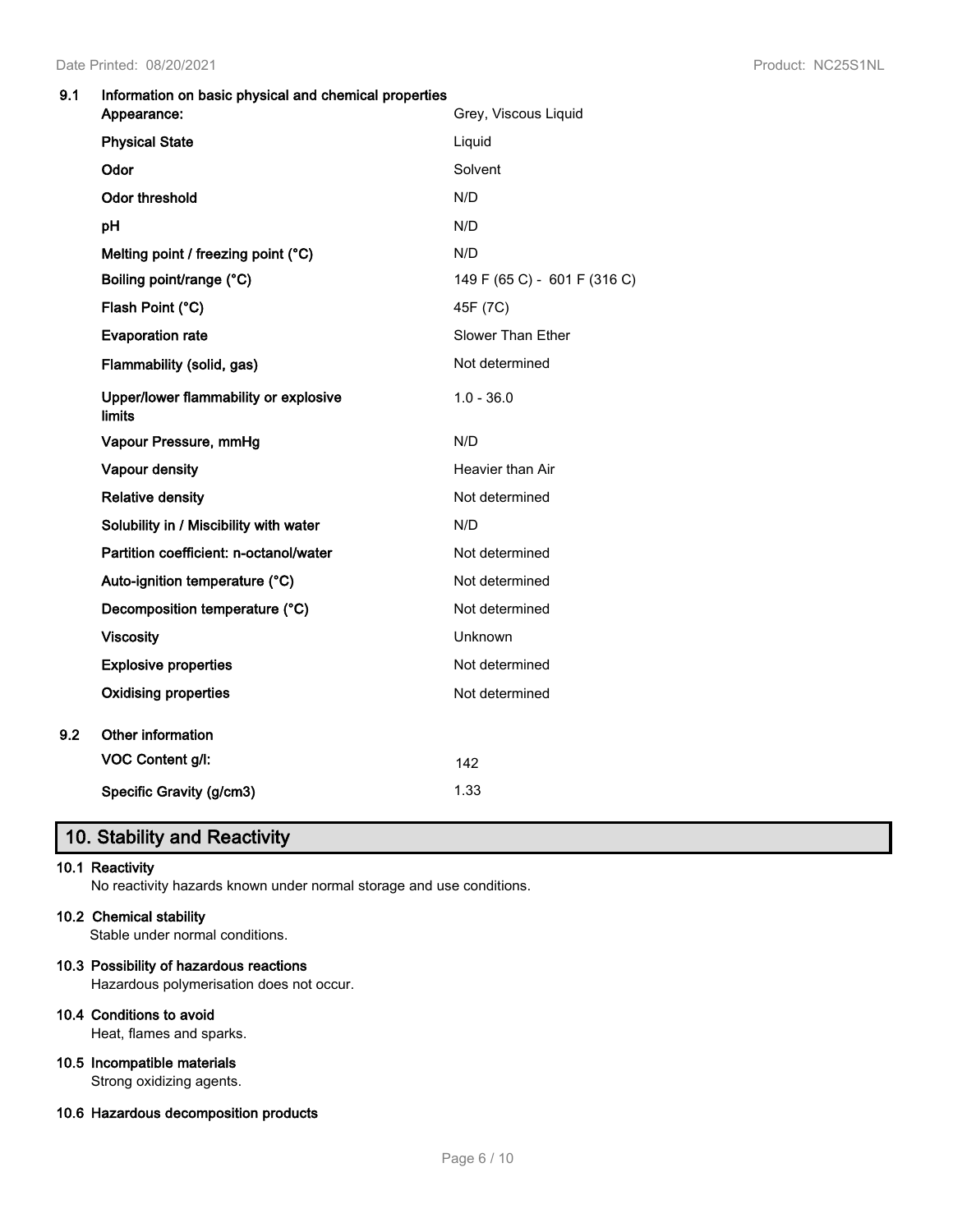**9.1 Information on basic physical and chemical properties**

| Property | Value |
|---|---|
| Appearance: | Grey, Viscous Liquid |
| Physical State | Liquid |
| Odor | Solvent |
| Odor threshold | N/D |
| pH | N/D |
| Melting point / freezing point (°C) | N/D |
| Boiling point/range (°C) | 149 F (65 C) - 601 F (316 C) |
| Flash Point (°C) | 45F (7C) |
| Evaporation rate | Slower Than Ether |
| Flammability (solid, gas) | Not determined |
| Upper/lower flammability or explosive limits | 1.0 - 36.0 |
| Vapour Pressure, mmHg | N/D |
| Vapour density | Heavier than Air |
| Relative density | Not determined |
| Solubility in / Miscibility with water | N/D |
| Partition coefficient: n-octanol/water | Not determined |
| Auto-ignition temperature (°C) | Not determined |
| Decomposition temperature (°C) | Not determined |
| Viscosity | Unknown |
| Explosive properties | Not determined |
| Oxidising properties | Not determined |

**9.2 Other information**

| Property | Value |
|---|---|
| VOC Content g/l: | 142 |
| Specific Gravity (g/cm3) | 1.33 |

## 10. Stability and Reactivity

**10.1 Reactivity**

No reactivity hazards known under normal storage and use conditions.

**10.2 Chemical stability**

Stable under normal conditions.

**10.3 Possibility of hazardous reactions**

Hazardous polymerisation does not occur.

**10.4 Conditions to avoid**

Heat, flames and sparks.

**10.5 Incompatible materials**

Strong oxidizing agents.

**10.6 Hazardous decomposition products**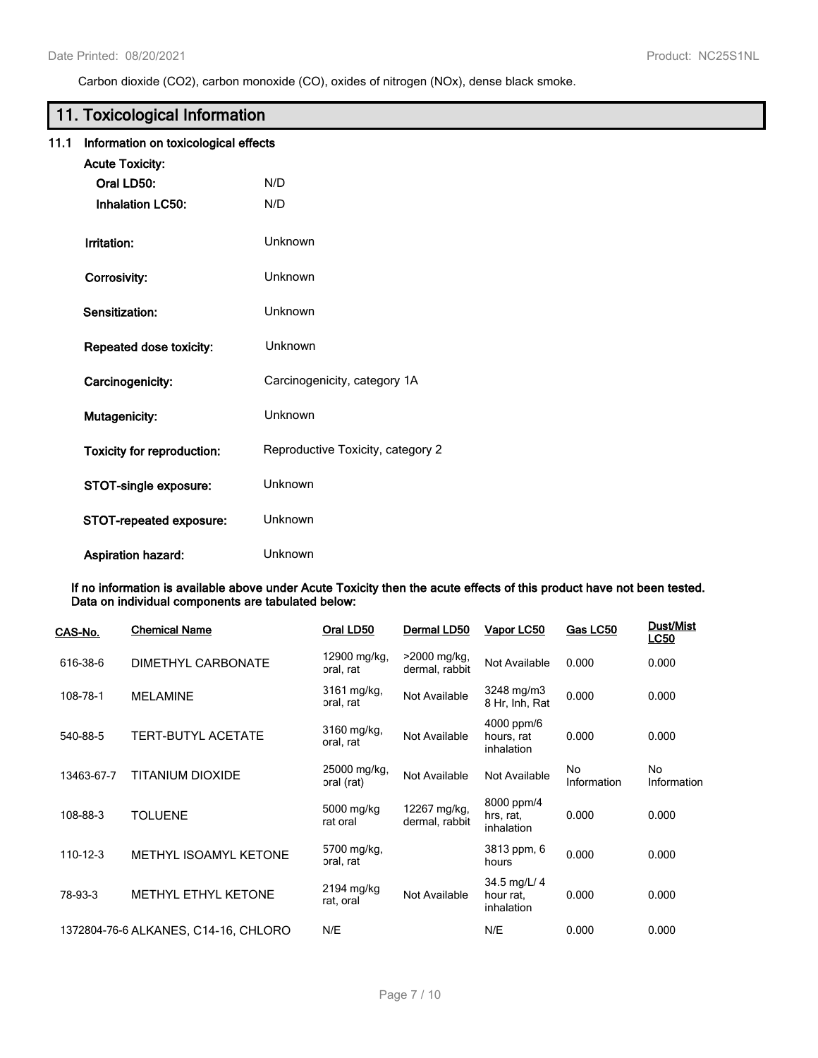Carbon dioxide ($CO_2$), carbon monoxide (CO), oxides of nitrogen (NOx), dense black smoke.

# 11. Toxicological Information

## 11.1 Information on toxicological effects

**Acute Toxicity:**

**Oral LD50:** N/D

**Inhalation LC50:** N/D

**Irritation:** Unknown

**Corrosivity:** Unknown

**Sensitization:** Unknown

**Repeated dose toxicity:** Unknown

**Carcinogenicity:** Carcinogenicity, category 1A

**Mutagenicity:** Unknown

**Toxicity for reproduction:** Reproductive Toxicity, category 2

**STOT-single exposure:** Unknown

**STOT-repeated exposure:** Unknown

**Aspiration hazard:** Unknown

**If no information is available above under Acute Toxicity then the acute effects of this product have not been tested. Data on individual components are tabulated below:**

| CAS-No. | Chemical Name | Oral LD50 | Dermal LD50 | Vapor LC50 | Gas LC50 | Dust/Mist LC50 |
|---|---|---|---|---|---|---|
| 616-38-6 | DIMETHYL CARBONATE | 12900 mg/kg, oral, rat | >2000 mg/kg, dermal, rabbit | Not Available | 0.000 | 0.000 |
| 108-78-1 | MELAMINE | 3161 mg/kg, oral, rat | Not Available | 3248 mg/m3 8 Hr, Inh, Rat | 0.000 | 0.000 |
| 540-88-5 | TERT-BUTYL ACETATE | 3160 mg/kg, oral, rat | Not Available | 4000 ppm/6 hours, rat inhalation | 0.000 | 0.000 |
| 13463-67-7 | TITANIUM DIOXIDE | 25000 mg/kg, oral (rat) | Not Available | Not Available | No Information | No Information |
| 108-88-3 | TOLUENE | 5000 mg/kg rat oral | 12267 mg/kg, dermal, rabbit | 8000 ppm/4 hrs, rat, inhalation | 0.000 | 0.000 |
| 110-12-3 | METHYL ISOAMYL KETONE | 5700 mg/kg, oral, rat | | 3813 ppm, 6 hours | 0.000 | 0.000 |
| 78-93-3 | METHYL ETHYL KETONE | 2194 mg/kg rat, oral | Not Available | 34.5 mg/L/ 4 hour rat, inhalation | 0.000 | 0.000 |
| 1372804-76-6 | ALKANES, C14-16, CHLORO | N/E | | N/E | 0.000 | 0.000 |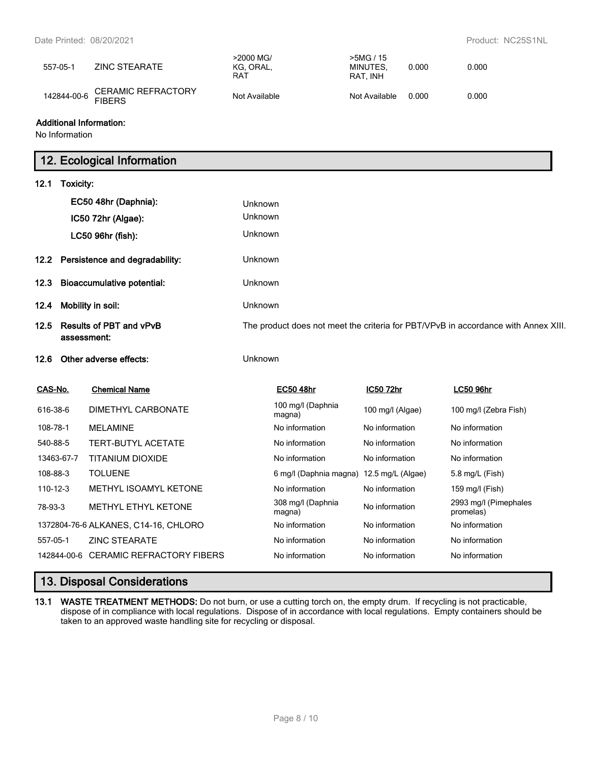| | | | | | |
|---|---|---|---|---|---|
| 557-05-1 | ZINC STEARATE | >2000 MG/ KG, ORAL, RAT | >5MG / 15 MINUTES, RAT, INH | 0.000 | 0.000 |
| 142844-00-6 | CERAMIC REFRACTORY FIBERS | Not Available | Not Available | 0.000 | 0.000 |

**Additional Information:**
No Information

## 12. Ecological Information

**12.1 Toxicity:**

| | |
|---|---|
| **EC50 48hr (Daphnia):** | Unknown |
| **IC50 72hr (Algae):** | Unknown |
| **LC50 96hr (fish):** | Unknown |

**12.2 Persistence and degradability:** Unknown

**12.3 Bioaccumulative potential:** Unknown

**12.4 Mobility in soil:** Unknown

**12.5 Results of PBT and vPvB assessment:** The product does not meet the criteria for PBT/VPvB in accordance with Annex XIII.

**12.6 Other adverse effects:** Unknown

| CAS-No. | Chemical Name | EC50 48hr | IC50 72hr | LC50 96hr |
|---|---|---|---|---|
| 616-38-6 | DIMETHYL CARBONATE | 100 mg/l (Daphnia magna) | 100 mg/l (Algae) | 100 mg/l (Zebra Fish) |
| 108-78-1 | MELAMINE | No information | No information | No information |
| 540-88-5 | TERT-BUTYL ACETATE | No information | No information | No information |
| 13463-67-7 | TITANIUM DIOXIDE | No information | No information | No information |
| 108-88-3 | TOLUENE | 6 mg/l (Daphnia magna) | 12.5 mg/L (Algae) | 5.8 mg/L (Fish) |
| 110-12-3 | METHYL ISOAMYL KETONE | No information | No information | 159 mg/l (Fish) |
| 78-93-3 | METHYL ETHYL KETONE | 308 mg/l (Daphnia magna) | No information | 2993 mg/l (Pimephales promelas) |
| 1372804-76-6 | ALKANES, C14-16, CHLORO | No information | No information | No information |
| 557-05-1 | ZINC STEARATE | No information | No information | No information |
| 142844-00-6 | CERAMIC REFRACTORY FIBERS | No information | No information | No information |

## 13. Disposal Considerations

**13.1 WASTE TREATMENT METHODS:** Do not burn, or use a cutting torch on, the empty drum. If recycling is not practicable, dispose of in compliance with local regulations. Dispose of in accordance with local regulations. Empty containers should be taken to an approved waste handling site for recycling or disposal.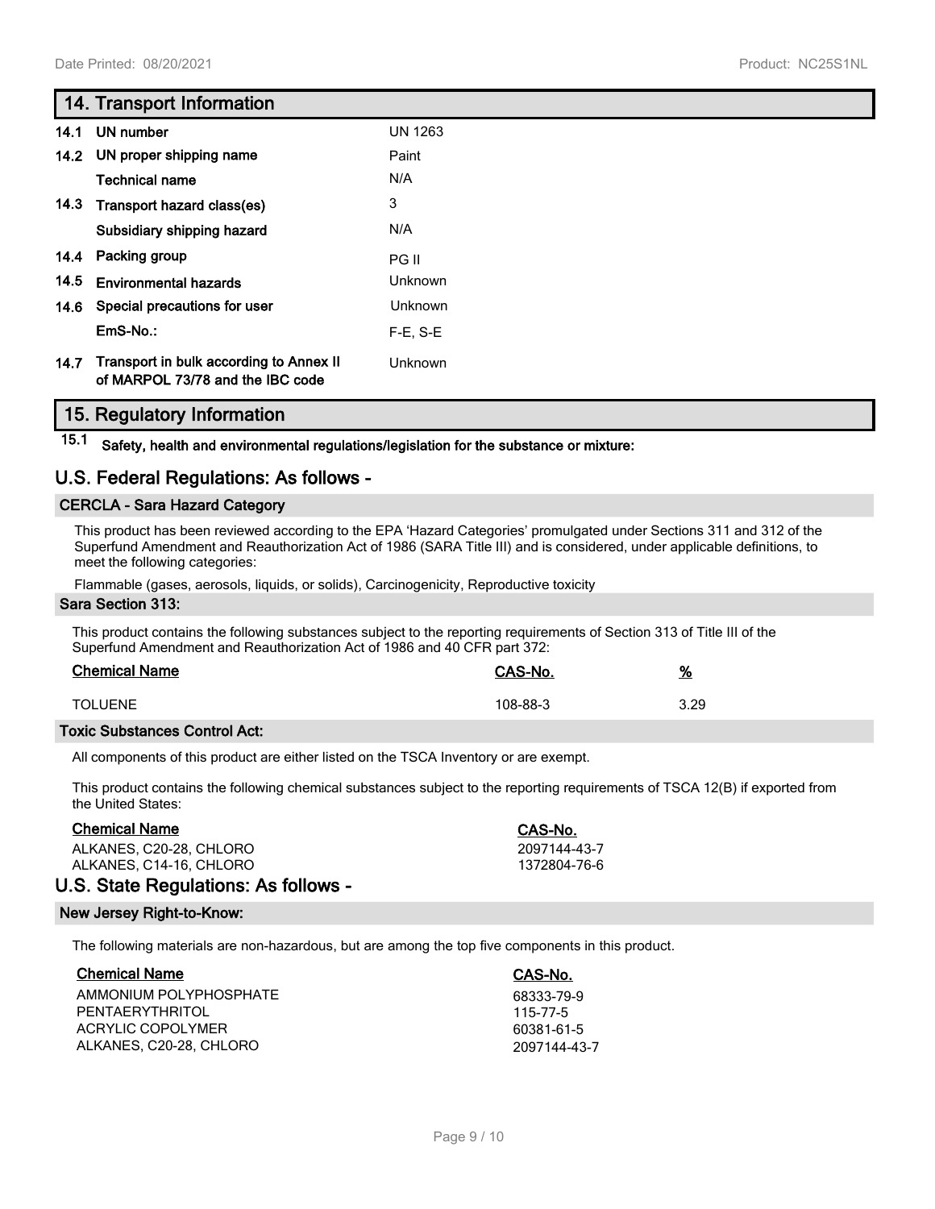## 14. Transport Information

| | | |
|---|---|---|
| **14.1** | **UN number** | UN 1263 |
| **14.2** | **UN proper shipping name** | Paint |
| | **Technical name** | N/A |
| **14.3** | **Transport hazard class(es)** | 3 |
| | **Subsidiary shipping hazard** | N/A |
| **14.4** | **Packing group** | PG II |
| **14.5** | **Environmental hazards** | Unknown |
| **14.6** | **Special precautions for user** | Unknown |
| | **EmS-No.:** | F-E, S-E |
| **14.7** | **Transport in bulk according to Annex II of MARPOL 73/78 and the IBC code** | Unknown |

## 15. Regulatory Information

**15.1 Safety, health and environmental regulations/legislation for the substance or mixture:**

## U.S. Federal Regulations: As follows -

### CERCLA - Sara Hazard Category

This product has been reviewed according to the EPA 'Hazard Categories' promulgated under Sections 311 and 312 of the Superfund Amendment and Reauthorization Act of 1986 (SARA Title III) and is considered, under applicable definitions, to meet the following categories:

Flammable (gases, aerosols, liquids, or solids), Carcinogenicity, Reproductive toxicity

### Sara Section 313:

This product contains the following substances subject to the reporting requirements of Section 313 of Title III of the Superfund Amendment and Reauthorization Act of 1986 and 40 CFR part 372:

| Chemical Name | CAS-No. | % |
|---|---|---|
| TOLUENE | 108-88-3 | 3.29 |

### Toxic Substances Control Act:

All components of this product are either listed on the TSCA Inventory or are exempt.

This product contains the following chemical substances subject to the reporting requirements of TSCA 12(B) if exported from the United States:

| Chemical Name | CAS-No. |
|---|---|
| ALKANES, C20-28, CHLORO | 2097144-43-7 |
| ALKANES, C14-16, CHLORO | 1372804-76-6 |

## U.S. State Regulations: As follows -

### New Jersey Right-to-Know:

The following materials are non-hazardous, but are among the top five components in this product.

| Chemical Name | CAS-No. |
|---|---|
| AMMONIUM POLYPHOSPHATE | 68333-79-9 |
| PENTAERYTHRITOL | 115-77-5 |
| ACRYLIC COPOLYMER | 60381-61-5 |
| ALKANES, C20-28, CHLORO | 2097144-43-7 |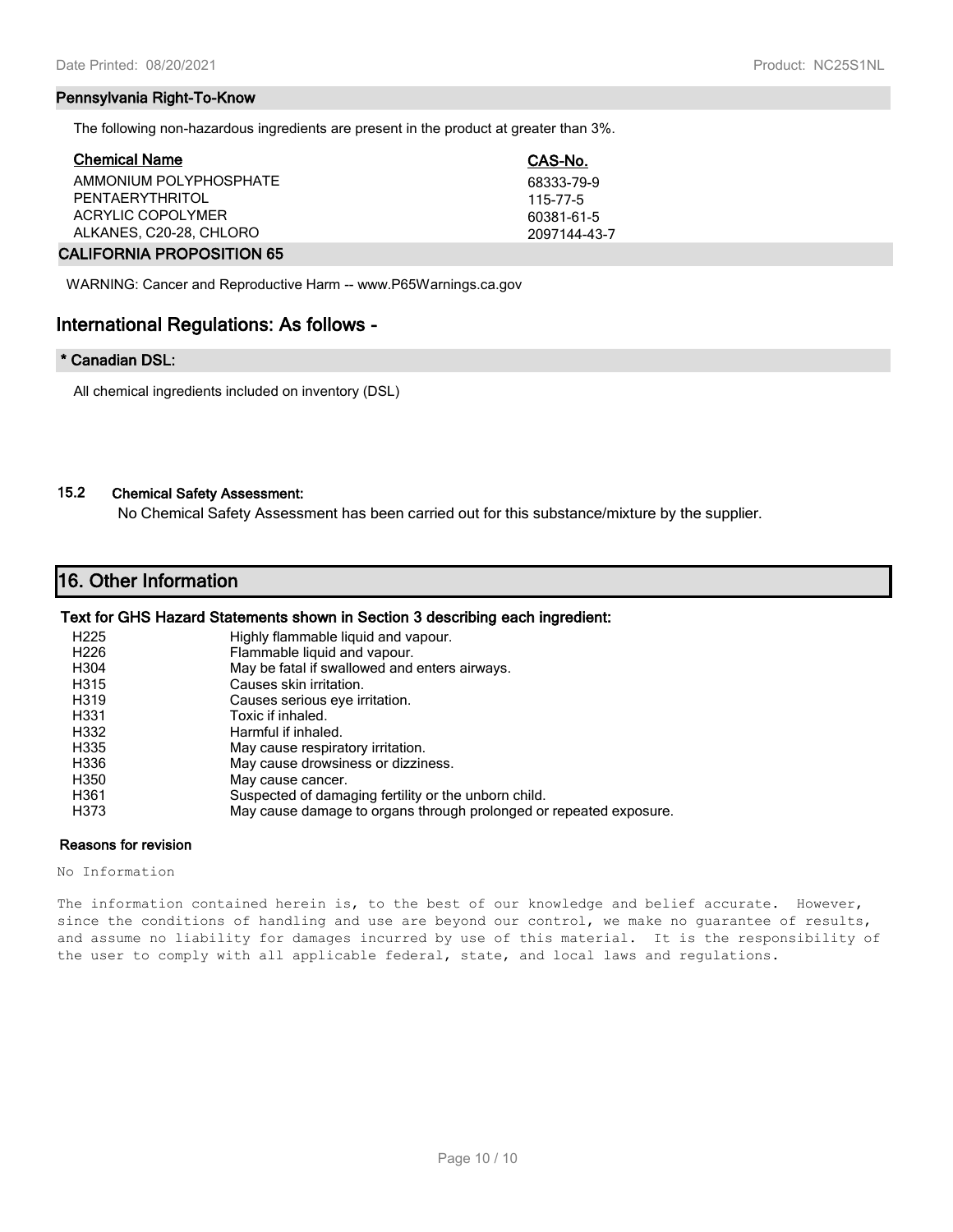### Pennsylvania Right-To-Know

The following non-hazardous ingredients are present in the product at greater than 3%.

| Chemical Name | CAS-No. |
| --- | --- |
| AMMONIUM POLYPHOSPHATE | 68333-79-9 |
| PENTAERYTHRITOL | 115-77-5 |
| ACRYLIC COPOLYMER | 60381-61-5 |
| ALKANES, C20-28, CHLORO | 2097144-43-7 |

### CALIFORNIA PROPOSITION 65

WARNING: Cancer and Reproductive Harm -- www.P65Warnings.ca.gov

## International Regulations: As follows -

### * Canadian DSL:

All chemical ingredients included on inventory (DSL)

### 15.2 Chemical Safety Assessment:

No Chemical Safety Assessment has been carried out for this substance/mixture by the supplier.

## 16. Other Information

### Text for GHS Hazard Statements shown in Section 3 describing each ingredient:

| | |
| --- | --- |
| H225 | Highly flammable liquid and vapour. |
| H226 | Flammable liquid and vapour. |
| H304 | May be fatal if swallowed and enters airways. |
| H315 | Causes skin irritation. |
| H319 | Causes serious eye irritation. |
| H331 | Toxic if inhaled. |
| H332 | Harmful if inhaled. |
| H335 | May cause respiratory irritation. |
| H336 | May cause drowsiness or dizziness. |
| H350 | May cause cancer. |
| H361 | Suspected of damaging fertility or the unborn child. |
| H373 | May cause damage to organs through prolonged or repeated exposure. |

### Reasons for revision

No Information

The information contained herein is, to the best of our knowledge and belief accurate. However, since the conditions of handling and use are beyond our control, we make no guarantee of results, and assume no liability for damages incurred by use of this material. It is the responsibility of the user to comply with all applicable federal, state, and local laws and regulations.